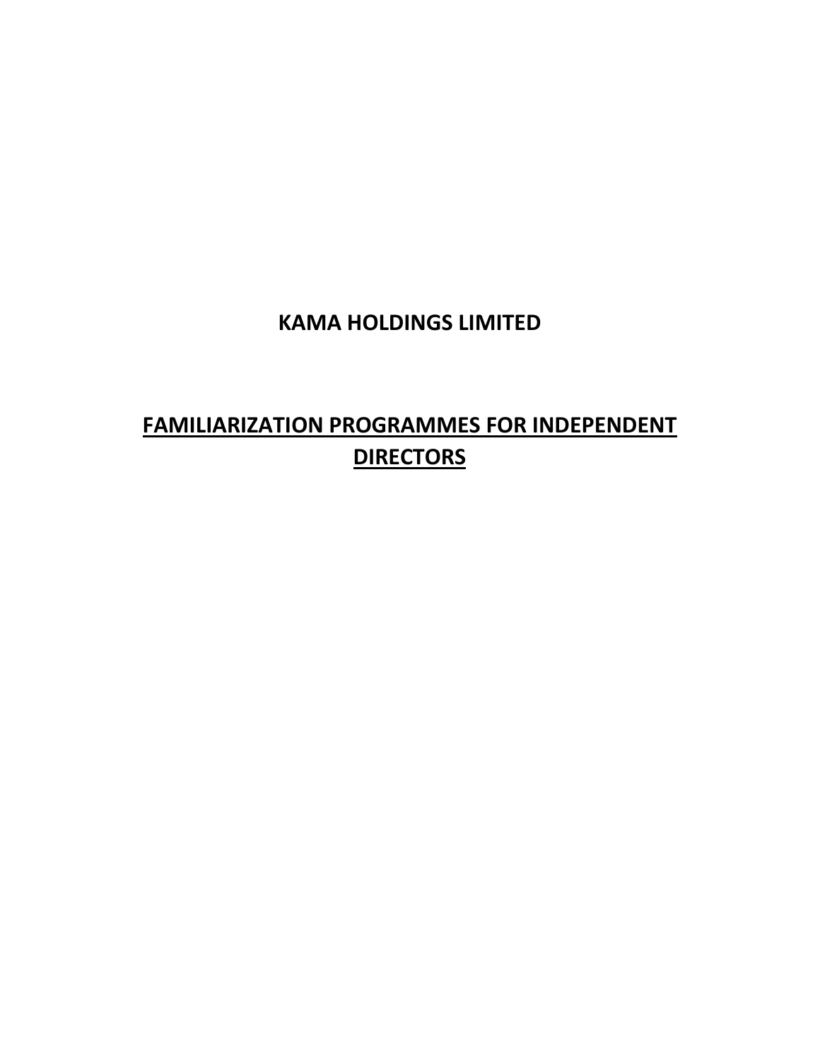# KAMA HOLDINGS LIMITED

## FAMILIARIZATION PROGRAMMES FOR INDEPENDENT DIRECTORS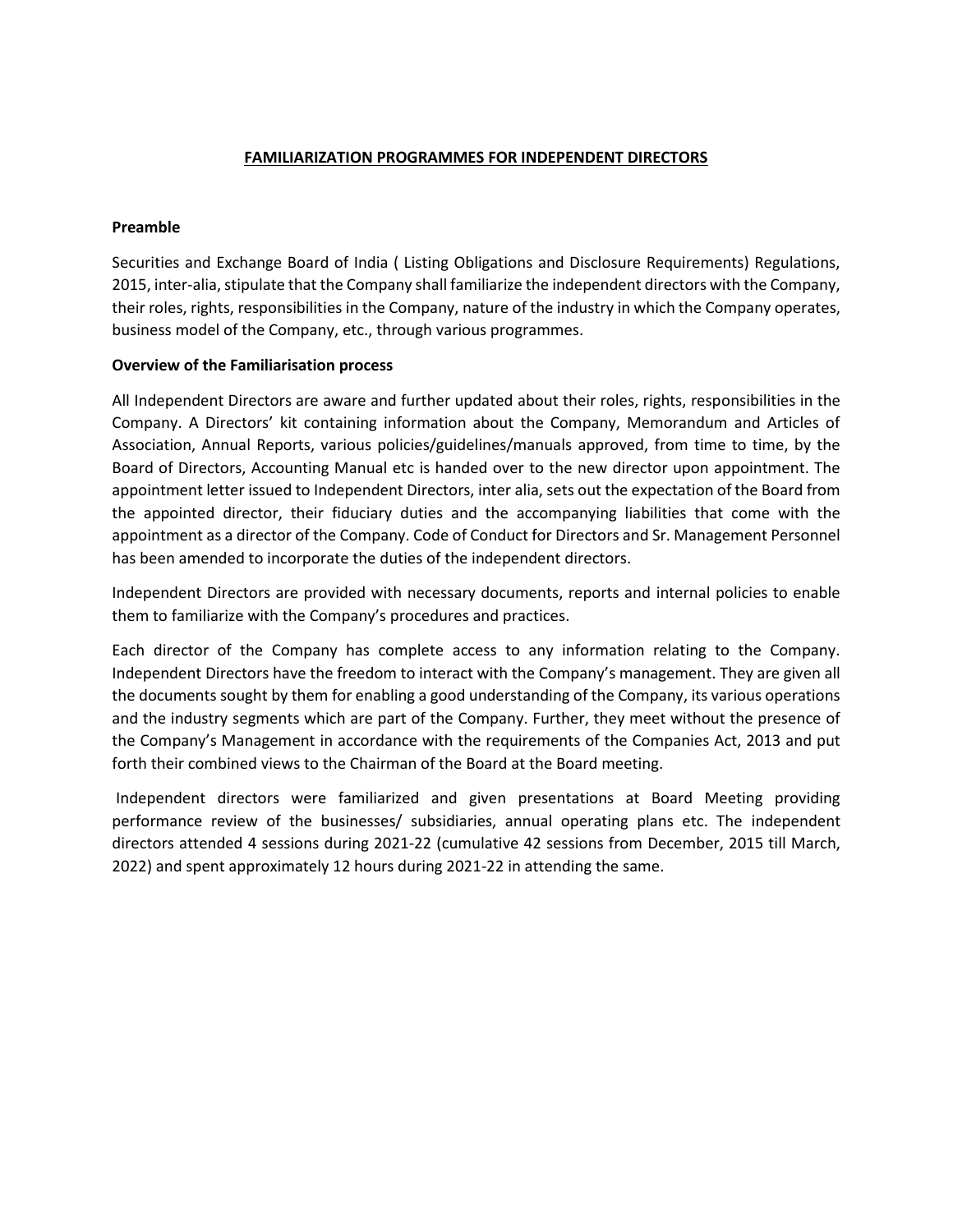# FAMILIARIZATION PROGRAMMES FOR INDEPENDENT DIRECTORS

## Preamble

Securities and Exchange Board of India ( Listing Obligations and Disclosure Requirements) Regulations, 2015, inter-alia, stipulate that the Company shall familiarize the independent directors with the Company, their roles, rights, responsibilities in the Company, nature of the industry in which the Company operates, business model of the Company, etc., through various programmes.

## Overview of the Familiarisation process

All Independent Directors are aware and further updated about their roles, rights, responsibilities in the Company. A Directors' kit containing information about the Company, Memorandum and Articles of Association, Annual Reports, various policies/guidelines/manuals approved, from time to time, by the Board of Directors, Accounting Manual etc is handed over to the new director upon appointment. The appointment letter issued to Independent Directors, inter alia, sets out the expectation of the Board from the appointed director, their fiduciary duties and the accompanying liabilities that come with the appointment as a director of the Company. Code of Conduct for Directors and Sr. Management Personnel has been amended to incorporate the duties of the independent directors.

Independent Directors are provided with necessary documents, reports and internal policies to enable them to familiarize with the Company's procedures and practices.

Each director of the Company has complete access to any information relating to the Company. Independent Directors have the freedom to interact with the Company's management. They are given all the documents sought by them for enabling a good understanding of the Company, its various operations and the industry segments which are part of the Company. Further, they meet without the presence of the Company's Management in accordance with the requirements of the Companies Act, 2013 and put forth their combined views to the Chairman of the Board at the Board meeting.

Independent directors were familiarized and given presentations at Board Meeting providing performance review of the businesses/ subsidiaries, annual operating plans etc. The independent directors attended 4 sessions during 2021-22 (cumulative 42 sessions from December, 2015 till March, 2022) and spent approximately 12 hours during 2021-22 in attending the same.